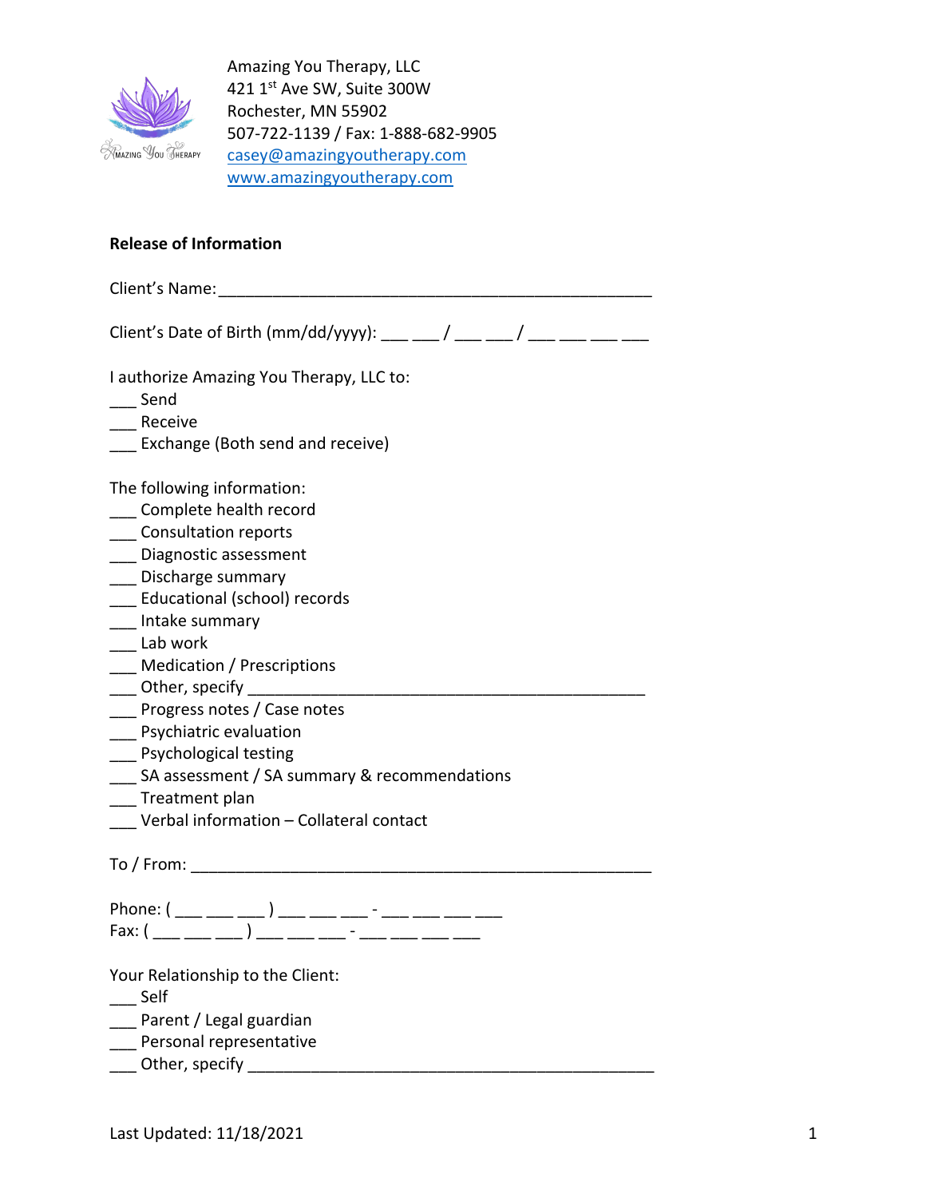Amazing You Therapy, LLC
421 1st Ave SW, Suite 300W
Rochester, MN 55902
507-722-1139 / Fax: 1-888-682-9905
casey@amazingyoutherapy.com
www.amazingyoutherapy.com

**Release of Information**

Client's Name: ________________________________________________

Client's Date of Birth (mm/dd/yyyy): ___ ___ / ___ ___ / ___ ___ ___ ___

I authorize Amazing You Therapy, LLC to:
___ Send
___ Receive
___ Exchange (Both send and receive)

The following information:
___ Complete health record
___ Consultation reports
___ Diagnostic assessment
___ Discharge summary
___ Educational (school) records
___ Intake summary
___ Lab work
___ Medication / Prescriptions
___ Other, specify ____________________________________________
___ Progress notes / Case notes
___ Psychiatric evaluation
___ Psychological testing
___ SA assessment / SA summary & recommendations
___ Treatment plan
___ Verbal information – Collateral contact

To / From: ___________________________________________________

Phone: ( ___ ___ ___ ) ___ ___ ___ - ___ ___ ___ ___
Fax: ( ___ ___ ___ ) ___ ___ ___ - ___ ___ ___ ___

Your Relationship to the Client:
___ Self
___ Parent / Legal guardian
___ Personal representative
___ Other, specify ____________________________________________

Last Updated: 11/18/2021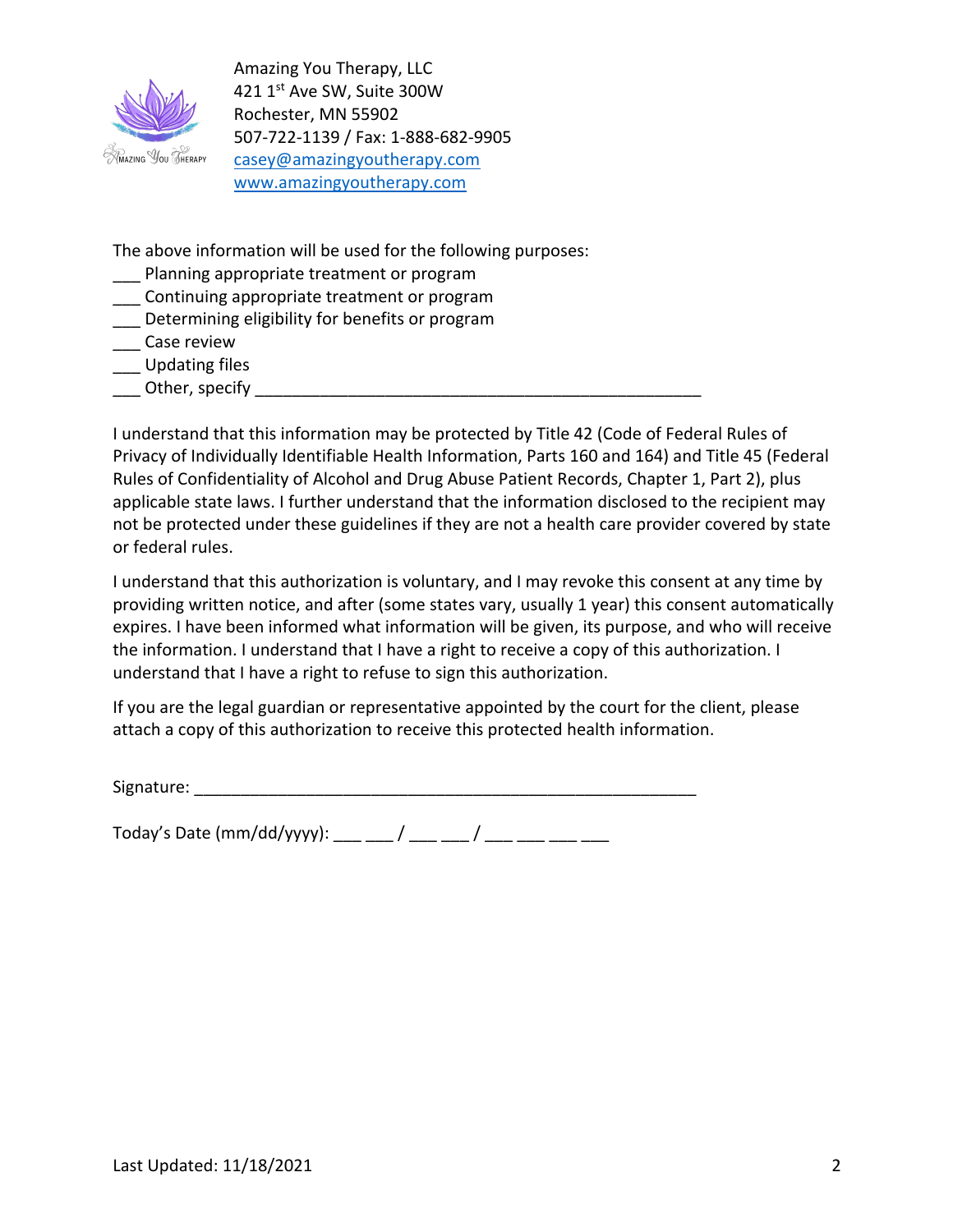Amazing You Therapy, LLC
421 1st Ave SW, Suite 300W
Rochester, MN 55902
507-722-1139 / Fax: 1-888-682-9905
casey@amazingyoutherapy.com
www.amazingyoutherapy.com

The above information will be used for the following purposes:

___ Planning appropriate treatment or program
___ Continuing appropriate treatment or program
___ Determining eligibility for benefits or program
___ Case review
___ Updating files
___ Other, specify ________________________________________________

I understand that this information may be protected by Title 42 (Code of Federal Rules of Privacy of Individually Identifiable Health Information, Parts 160 and 164) and Title 45 (Federal Rules of Confidentiality of Alcohol and Drug Abuse Patient Records, Chapter 1, Part 2), plus applicable state laws. I further understand that the information disclosed to the recipient may not be protected under these guidelines if they are not a health care provider covered by state or federal rules.

I understand that this authorization is voluntary, and I may revoke this consent at any time by providing written notice, and after (some states vary, usually 1 year) this consent automatically expires. I have been informed what information will be given, its purpose, and who will receive the information. I understand that I have a right to receive a copy of this authorization. I understand that I have a right to refuse to sign this authorization.

If you are the legal guardian or representative appointed by the court for the client, please attach a copy of this authorization to receive this protected health information.

Signature: ________________________________________________________

Today's Date (mm/dd/yyyy): ___ ___ / ___ ___ / ___ ___ ___ ___

Last Updated: 11/18/2021